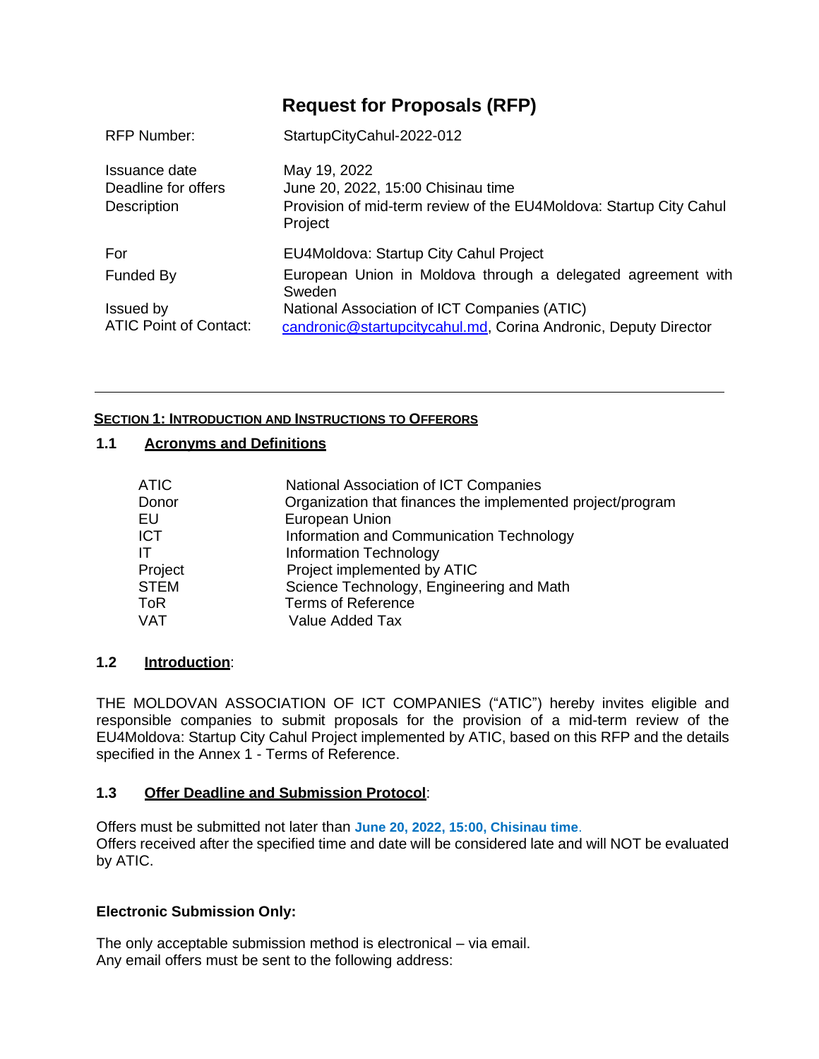# Request for Proposals (RFP)

| | |
|---|---|
| RFP Number: | StartupCityCahul-2022-012 |
| Issuance date | May 19, 2022 |
| Deadline for offers | June 20, 2022, 15:00 Chisinau time |
| Description | Provision of mid-term review of the EU4Moldova: Startup City Cahul Project |
| For | EU4Moldova: Startup City Cahul Project |
| Funded By | European Union in Moldova through a delegated agreement with Sweden |
| Issued by | National Association of ICT Companies (ATIC) |
| ATIC Point of Contact: | candronic@startupcitycahul.md, Corina Andronic, Deputy Director |

---

## SECTION 1: INTRODUCTION AND INSTRUCTIONS TO OFFERORS

### 1.1 Acronyms and Definitions

| | |
|---|---|
| ATIC | National Association of ICT Companies |
| Donor | Organization that finances the implemented project/program |
| EU | European Union |
| ICT | Information and Communication Technology |
| IT | Information Technology |
| Project | Project implemented by ATIC |
| STEM | Science Technology, Engineering and Math |
| ToR | Terms of Reference |
| VAT | Value Added Tax |

### 1.2 Introduction:

THE MOLDOVAN ASSOCIATION OF ICT COMPANIES ("ATIC") hereby invites eligible and responsible companies to submit proposals for the provision of a mid-term review of the EU4Moldova: Startup City Cahul Project implemented by ATIC, based on this RFP and the details specified in the Annex 1 - Terms of Reference.

### 1.3 Offer Deadline and Submission Protocol:

Offers must be submitted not later than **June 20, 2022, 15:00, Chisinau time**.
Offers received after the specified time and date will be considered late and will NOT be evaluated by ATIC.

**Electronic Submission Only:**

The only acceptable submission method is electronical – via email.
Any email offers must be sent to the following address: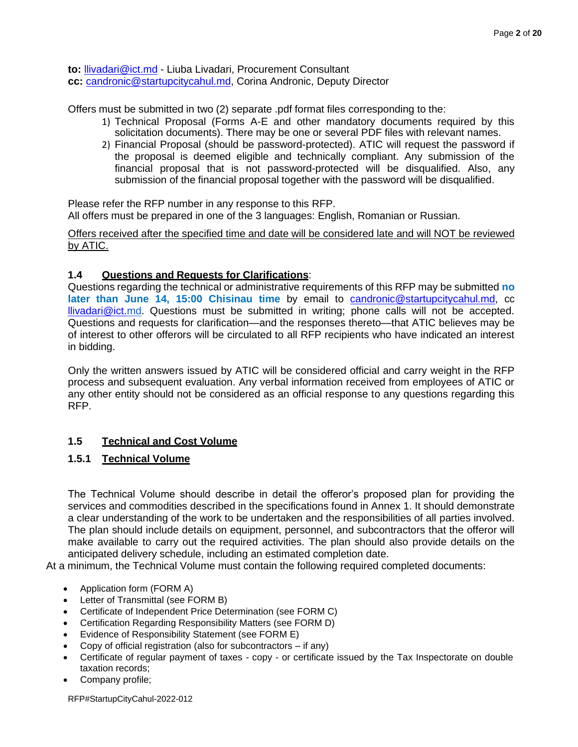**to:** llivadari@ict.md - Liuba Livadari, Procurement Consultant
**cc:** candronic@startupcitycahul.md, Corina Andronic, Deputy Director

Offers must be submitted in two (2) separate .pdf format files corresponding to the:

1) Technical Proposal (Forms A-E and other mandatory documents required by this solicitation documents). There may be one or several PDF files with relevant names.
2) Financial Proposal (should be password-protected). ATIC will request the password if the proposal is deemed eligible and technically compliant. Any submission of the financial proposal that is not password-protected will be disqualified. Also, any submission of the financial proposal together with the password will be disqualified.

Please refer the RFP number in any response to this RFP.
All offers must be prepared in one of the 3 languages: English, Romanian or Russian.

<u>Offers received after the specified time and date will be considered late and will NOT be reviewed by ATIC.</u>

### 1.4 Questions and Requests for Clarifications:

Questions regarding the technical or administrative requirements of this RFP may be submitted **no later than June 14, 15:00 Chisinau time** by email to candronic@startupcitycahul.md, cc llivadari@ict.md. Questions must be submitted in writing; phone calls will not be accepted. Questions and requests for clarification—and the responses thereto—that ATIC believes may be of interest to other offerors will be circulated to all RFP recipients who have indicated an interest in bidding.

Only the written answers issued by ATIC will be considered official and carry weight in the RFP process and subsequent evaluation. Any verbal information received from employees of ATIC or any other entity should not be considered as an official response to any questions regarding this RFP.

### 1.5 Technical and Cost Volume

#### 1.5.1 Technical Volume

The Technical Volume should describe in detail the offeror's proposed plan for providing the services and commodities described in the specifications found in Annex 1. It should demonstrate a clear understanding of the work to be undertaken and the responsibilities of all parties involved. The plan should include details on equipment, personnel, and subcontractors that the offeror will make available to carry out the required activities. The plan should also provide details on the anticipated delivery schedule, including an estimated completion date.

At a minimum, the Technical Volume must contain the following required completed documents:

- Application form (FORM A)
- Letter of Transmittal (see FORM B)
- Certificate of Independent Price Determination (see FORM C)
- Certification Regarding Responsibility Matters (see FORM D)
- Evidence of Responsibility Statement (see FORM E)
- Copy of official registration (also for subcontractors – if any)
- Certificate of regular payment of taxes - copy - or certificate issued by the Tax Inspectorate on double taxation records;
- Company profile;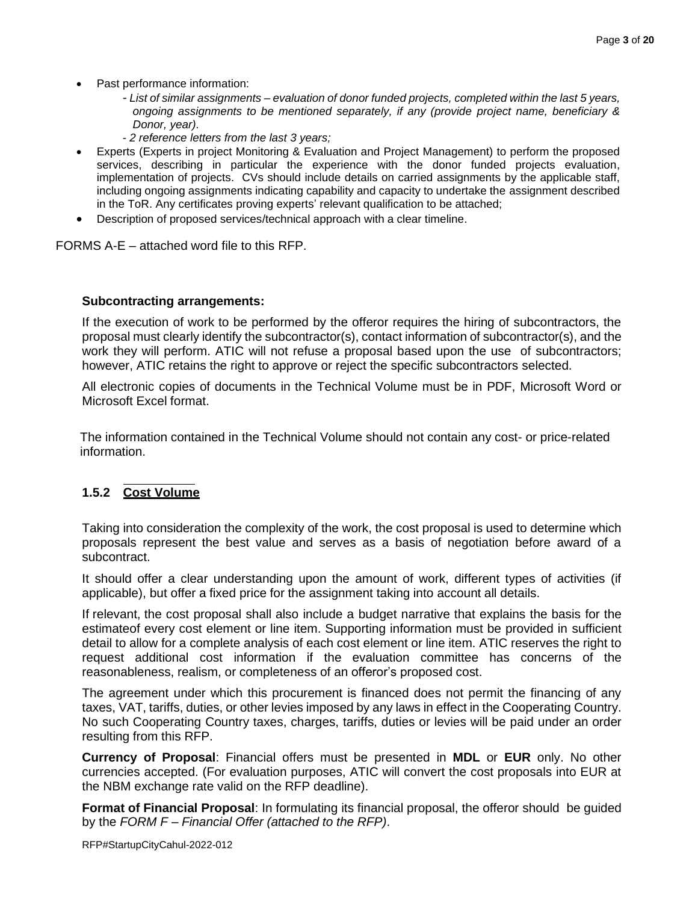- Past performance information:
  - *List of similar assignments – evaluation of donor funded projects, completed within the last 5 years, ongoing assignments to be mentioned separately, if any (provide project name, beneficiary & Donor, year).*
  - *2 reference letters from the last 3 years;*
- Experts (Experts in project Monitoring & Evaluation and Project Management) to perform the proposed services, describing in particular the experience with the donor funded projects evaluation, implementation of projects. CVs should include details on carried assignments by the applicable staff, including ongoing assignments indicating capability and capacity to undertake the assignment described in the ToR. Any certificates proving experts' relevant qualification to be attached;
- Description of proposed services/technical approach with a clear timeline.

FORMS A-E – attached word file to this RFP.

**Subcontracting arrangements:**

If the execution of work to be performed by the offeror requires the hiring of subcontractors, the proposal must clearly identify the subcontractor(s), contact information of subcontractor(s), and the work they will perform. ATIC will not refuse a proposal based upon the use of subcontractors; however, ATIC retains the right to approve or reject the specific subcontractors selected.

All electronic copies of documents in the Technical Volume must be in PDF, Microsoft Word or Microsoft Excel format.

The information contained in the Technical Volume should not contain any cost- or price-related information.

### 1.5.2 Cost Volume

Taking into consideration the complexity of the work, the cost proposal is used to determine which proposals represent the best value and serves as a basis of negotiation before award of a subcontract.

It should offer a clear understanding upon the amount of work, different types of activities (if applicable), but offer a fixed price for the assignment taking into account all details.

If relevant, the cost proposal shall also include a budget narrative that explains the basis for the estimateof every cost element or line item. Supporting information must be provided in sufficient detail to allow for a complete analysis of each cost element or line item. ATIC reserves the right to request additional cost information if the evaluation committee has concerns of the reasonableness, realism, or completeness of an offeror's proposed cost.

The agreement under which this procurement is financed does not permit the financing of any taxes, VAT, tariffs, duties, or other levies imposed by any laws in effect in the Cooperating Country. No such Cooperating Country taxes, charges, tariffs, duties or levies will be paid under an order resulting from this RFP.

**Currency of Proposal**: Financial offers must be presented in **MDL** or **EUR** only. No other currencies accepted. (For evaluation purposes, ATIC will convert the cost proposals into EUR at the NBM exchange rate valid on the RFP deadline).

**Format of Financial Proposal**: In formulating its financial proposal, the offeror should be guided by the *FORM F – Financial Offer (attached to the RFP)*.

RFP#StartupCityCahul-2022-012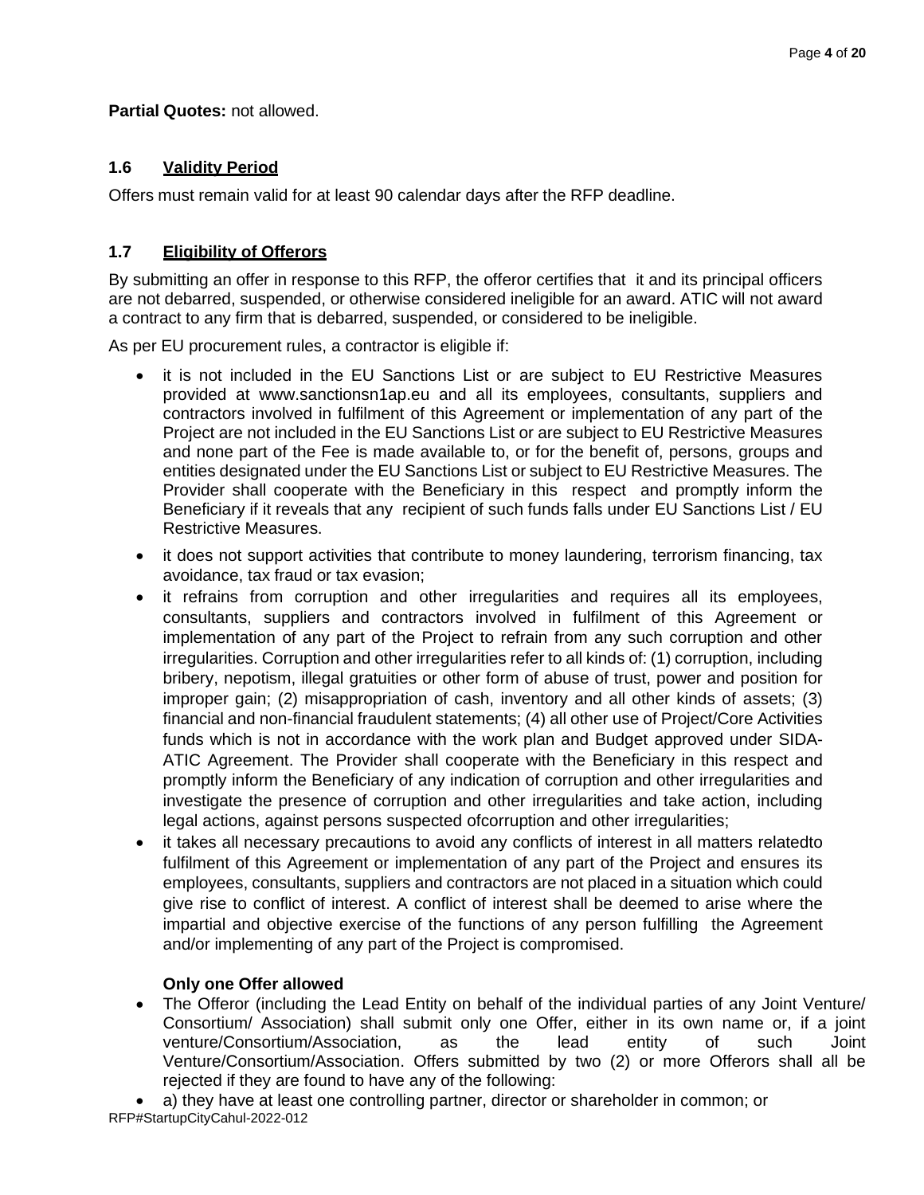**Partial Quotes:** not allowed.

## 1.6 Validity Period

Offers must remain valid for at least 90 calendar days after the RFP deadline.

## 1.7 Eligibility of Offerors

By submitting an offer in response to this RFP, the offeror certifies that it and its principal officers are not debarred, suspended, or otherwise considered ineligible for an award. ATIC will not award a contract to any firm that is debarred, suspended, or considered to be ineligible.

As per EU procurement rules, a contractor is eligible if:

- it is not included in the EU Sanctions List or are subject to EU Restrictive Measures provided at www.sanctionsn1ap.eu and all its employees, consultants, suppliers and contractors involved in fulfilment of this Agreement or implementation of any part of the Project are not included in the EU Sanctions List or are subject to EU Restrictive Measures and none part of the Fee is made available to, or for the benefit of, persons, groups and entities designated under the EU Sanctions List or subject to EU Restrictive Measures. The Provider shall cooperate with the Beneficiary in this respect and promptly inform the Beneficiary if it reveals that any recipient of such funds falls under EU Sanctions List / EU Restrictive Measures.
- it does not support activities that contribute to money laundering, terrorism financing, tax avoidance, tax fraud or tax evasion;
- it refrains from corruption and other irregularities and requires all its employees, consultants, suppliers and contractors involved in fulfilment of this Agreement or implementation of any part of the Project to refrain from any such corruption and other irregularities. Corruption and other irregularities refer to all kinds of: (1) corruption, including bribery, nepotism, illegal gratuities or other form of abuse of trust, power and position for improper gain; (2) misappropriation of cash, inventory and all other kinds of assets; (3) financial and non-financial fraudulent statements; (4) all other use of Project/Core Activities funds which is not in accordance with the work plan and Budget approved under SIDA-ATIC Agreement. The Provider shall cooperate with the Beneficiary in this respect and promptly inform the Beneficiary of any indication of corruption and other irregularities and investigate the presence of corruption and other irregularities and take action, including legal actions, against persons suspected ofcorruption and other irregularities;
- it takes all necessary precautions to avoid any conflicts of interest in all matters relatedto fulfilment of this Agreement or implementation of any part of the Project and ensures its employees, consultants, suppliers and contractors are not placed in a situation which could give rise to conflict of interest. A conflict of interest shall be deemed to arise where the impartial and objective exercise of the functions of any person fulfilling the Agreement and/or implementing of any part of the Project is compromised.

**Only one Offer allowed**

- The Offeror (including the Lead Entity on behalf of the individual parties of any Joint Venture/ Consortium/ Association) shall submit only one Offer, either in its own name or, if a joint venture/Consortium/Association, as the lead entity of such Joint Venture/Consortium/Association. Offers submitted by two (2) or more Offerors shall all be rejected if they are found to have any of the following:
- a) they have at least one controlling partner, director or shareholder in common; or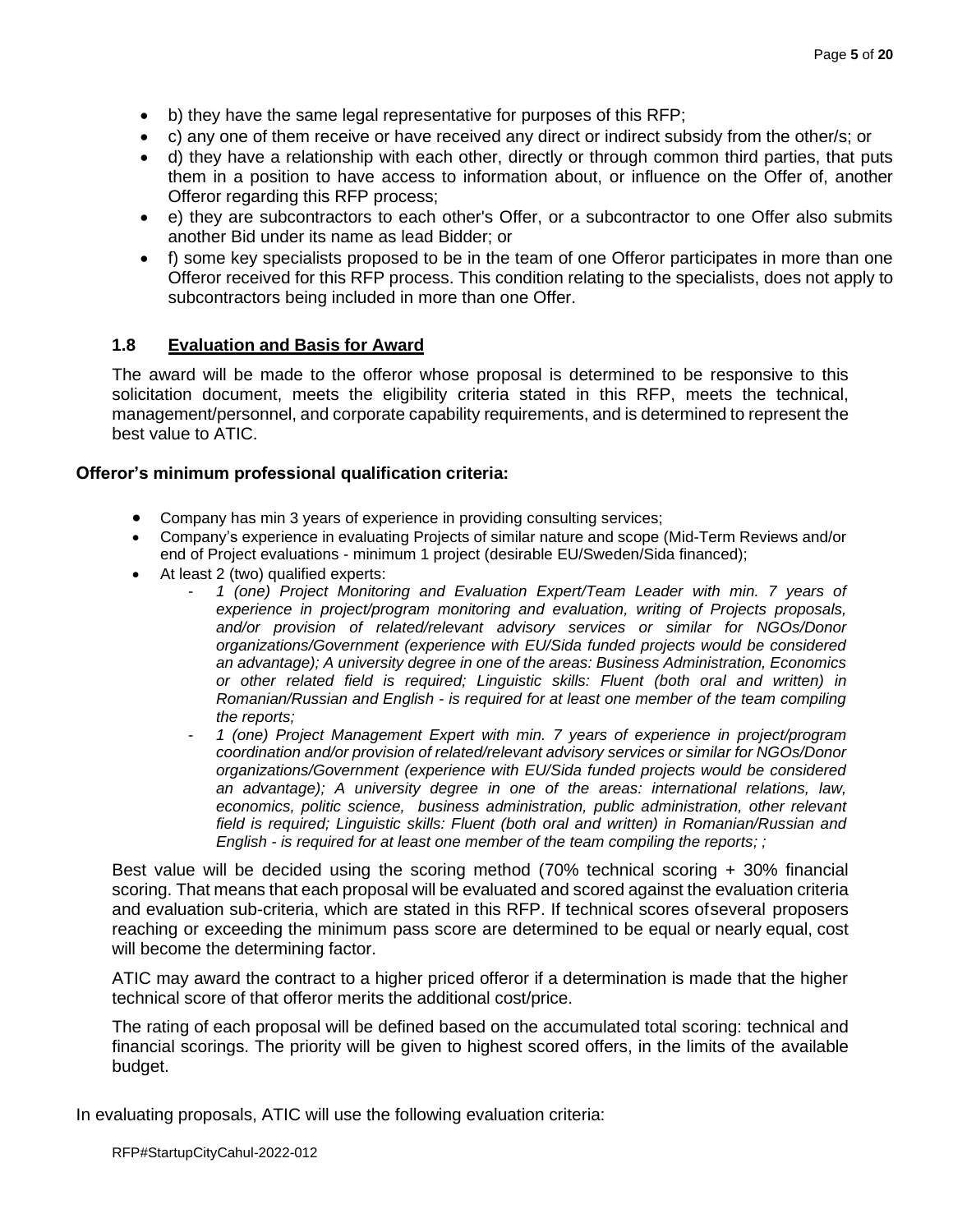- b) they have the same legal representative for purposes of this RFP;
- c) any one of them receive or have received any direct or indirect subsidy from the other/s; or
- d) they have a relationship with each other, directly or through common third parties, that puts them in a position to have access to information about, or influence on the Offer of, another Offeror regarding this RFP process;
- e) they are subcontractors to each other's Offer, or a subcontractor to one Offer also submits another Bid under its name as lead Bidder; or
- f) some key specialists proposed to be in the team of one Offeror participates in more than one Offeror received for this RFP process. This condition relating to the specialists, does not apply to subcontractors being included in more than one Offer.

### 1.8 Evaluation and Basis for Award

The award will be made to the offeror whose proposal is determined to be responsive to this solicitation document, meets the eligibility criteria stated in this RFP, meets the technical, management/personnel, and corporate capability requirements, and is determined to represent the best value to ATIC.

**Offeror's minimum professional qualification criteria:**

- Company has min 3 years of experience in providing consulting services;
- Company's experience in evaluating Projects of similar nature and scope (Mid-Term Reviews and/or end of Project evaluations - minimum 1 project (desirable EU/Sweden/Sida financed);
- At least 2 (two) qualified experts:
  - *1 (one) Project Monitoring and Evaluation Expert/Team Leader with min. 7 years of experience in project/program monitoring and evaluation, writing of Projects proposals, and/or provision of related/relevant advisory services or similar for NGOs/Donor organizations/Government (experience with EU/Sida funded projects would be considered an advantage); A university degree in one of the areas: Business Administration, Economics or other related field is required; Linguistic skills: Fluent (both oral and written) in Romanian/Russian and English - is required for at least one member of the team compiling the reports;*
  - *1 (one) Project Management Expert with min. 7 years of experience in project/program coordination and/or provision of related/relevant advisory services or similar for NGOs/Donor organizations/Government (experience with EU/Sida funded projects would be considered an advantage); A university degree in one of the areas: international relations, law, economics, politic science, business administration, public administration, other relevant field is required; Linguistic skills: Fluent (both oral and written) in Romanian/Russian and English - is required for at least one member of the team compiling the reports; ;*

Best value will be decided using the scoring method (70% technical scoring + 30% financial scoring. That means that each proposal will be evaluated and scored against the evaluation criteria and evaluation sub-criteria, which are stated in this RFP. If technical scores ofseveral proposers reaching or exceeding the minimum pass score are determined to be equal or nearly equal, cost will become the determining factor.

ATIC may award the contract to a higher priced offeror if a determination is made that the higher technical score of that offeror merits the additional cost/price.

The rating of each proposal will be defined based on the accumulated total scoring: technical and financial scorings. The priority will be given to highest scored offers, in the limits of the available budget.

In evaluating proposals, ATIC will use the following evaluation criteria: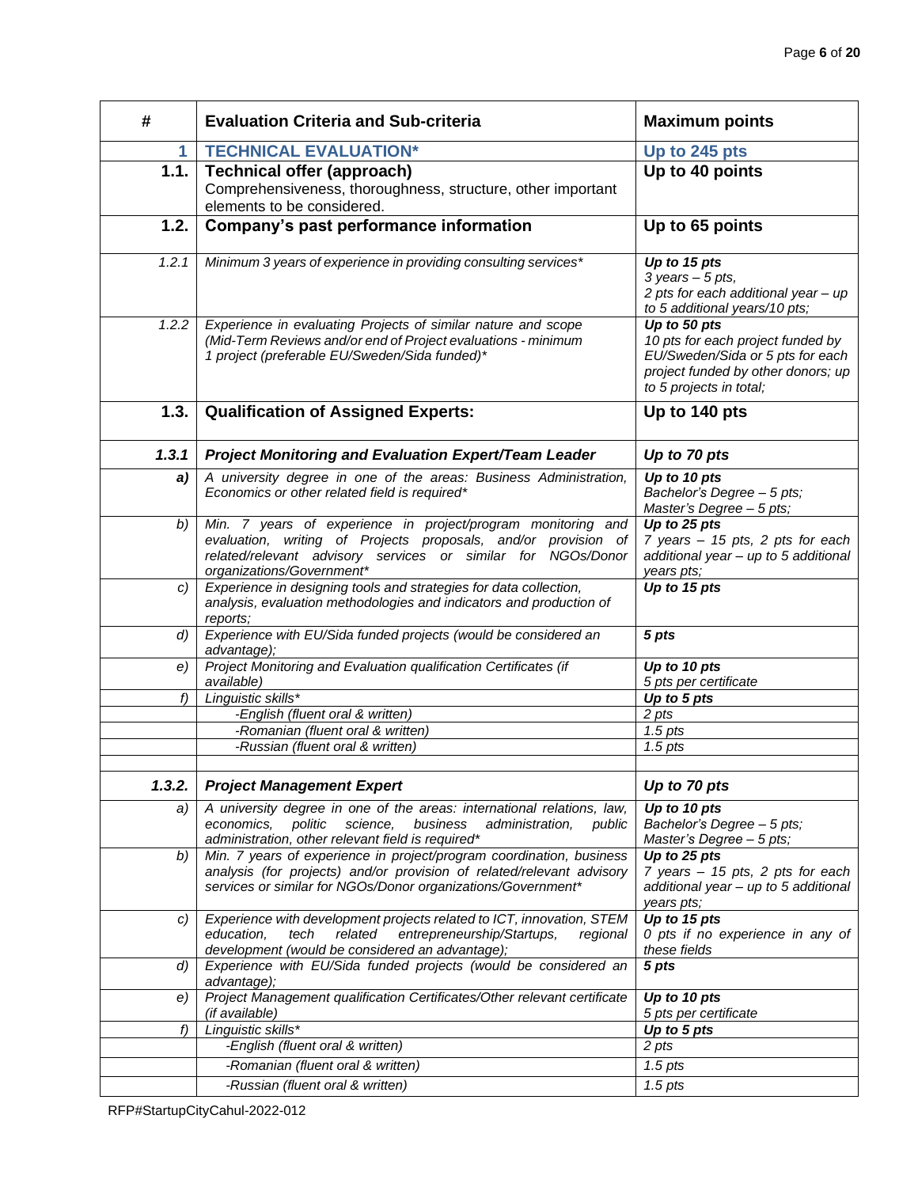| # | Evaluation Criteria and Sub-criteria | Maximum points |
|---|---|---|
| **1** | **TECHNICAL EVALUATION*** | **Up to 245 pts** |
| **1.1.** | **Technical offer (approach)**<br>Comprehensiveness, thoroughness, structure, other important elements to be considered. | **Up to 40 points** |
| **1.2.** | **Company's past performance information** | **Up to 65 points** |
| *1.2.1* | *Minimum 3 years of experience in providing consulting services** | ***Up to 15 pts***<br>*3 years – 5 pts,*<br>*2 pts for each additional year – up to 5 additional years/10 pts;* |
| *1.2.2* | *Experience in evaluating Projects of similar nature and scope (Mid-Term Reviews and/or end of Project evaluations - minimum 1 project (preferable EU/Sweden/Sida funded)** | ***Up to 50 pts***<br>*10 pts for each project funded by EU/Sweden/Sida or 5 pts for each project funded by other donors; up to 5 projects in total;* |
| **1.3.** | **Qualification of Assigned Experts:** | **Up to 140 pts** |
| ***1.3.1*** | ***Project Monitoring and Evaluation Expert/Team Leader*** | ***Up to 70 pts*** |
| ***a)*** | *A university degree in one of the areas: Business Administration, Economics or other related field is required** | ***Up to 10 pts***<br>*Bachelor's Degree – 5 pts;*<br>*Master's Degree – 5 pts;* |
| *b)* | *Min. 7 years of experience in project/program monitoring and evaluation, writing of Projects proposals, and/or provision of related/relevant advisory services or similar for NGOs/Donor organizations/Government** | ***Up to 25 pts***<br>*7 years – 15 pts, 2 pts for each additional year – up to 5 additional years pts;* |
| *c)* | *Experience in designing tools and strategies for data collection, analysis, evaluation methodologies and indicators and production of reports;* | ***Up to 15 pts*** |
| *d)* | *Experience with EU/Sida funded projects (would be considered an advantage);* | ***5 pts*** |
| *e)* | *Project Monitoring and Evaluation qualification Certificates (if available)* | ***Up to 10 pts***<br>*5 pts per certificate* |
| *f)* | *Linguistic skills** | ***Up to 5 pts*** |
| | *-English (fluent oral & written)* | *2 pts* |
| | *-Romanian (fluent oral & written)* | *1.5 pts* |
| | *-Russian (fluent oral & written)* | *1.5 pts* |
| | | |
| ***1.3.2.*** | ***Project Management Expert*** | ***Up to 70 pts*** |
| *a)* | *A university degree in one of the areas: international relations, law, economics, politic science, business administration, public administration, other relevant field is required** | ***Up to 10 pts***<br>*Bachelor's Degree – 5 pts;*<br>*Master's Degree – 5 pts;* |
| *b)* | *Min. 7 years of experience in project/program coordination, business analysis (for projects) and/or provision of related/relevant advisory services or similar for NGOs/Donor organizations/Government** | ***Up to 25 pts***<br>*7 years – 15 pts, 2 pts for each additional year – up to 5 additional years pts;* |
| *c)* | *Experience with development projects related to ICT, innovation, STEM education, tech related entrepreneurship/Startups, regional development (would be considered an advantage);* | ***Up to 15 pts***<br>*0 pts if no experience in any of these fields* |
| *d)* | *Experience with EU/Sida funded projects (would be considered an advantage);* | ***5 pts*** |
| *e)* | *Project Management qualification Certificates/Other relevant certificate (if available)* | ***Up to 10 pts***<br>*5 pts per certificate* |
| *f)* | *Linguistic skills** | ***Up to 5 pts*** |
| | *-English (fluent oral & written)* | *2 pts* |
| | *-Romanian (fluent oral & written)* | *1.5 pts* |
| | *-Russian (fluent oral & written)* | *1.5 pts* |

RFP#StartupCityCahul-2022-012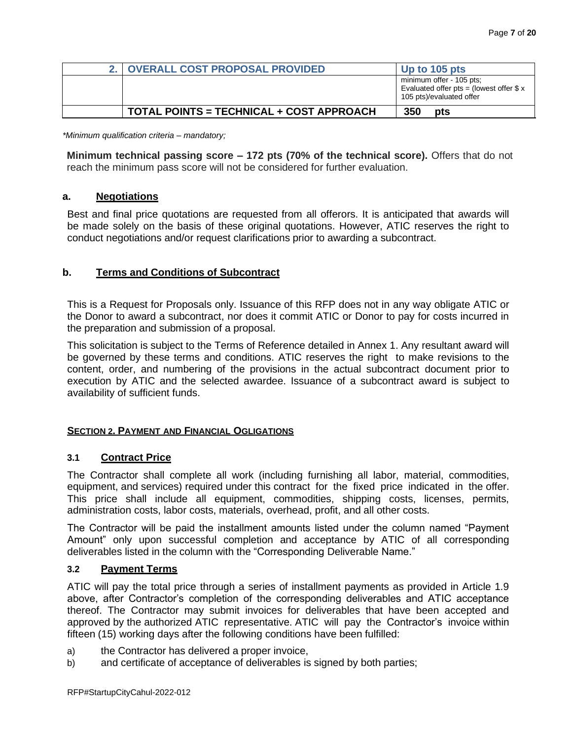| 2. | OVERALL COST PROPOSAL PROVIDED | Up to 105 pts |
|---|---|---|
| | | minimum offer - 105 pts; Evaluated offer pts = (lowest offer $ x 105 pts)/evaluated offer |
| | **TOTAL POINTS = TECHNICAL + COST APPROACH** | **350 pts** |

*\*Minimum qualification criteria – mandatory;*

**Minimum technical passing score – 172 pts (70% of the technical score).** Offers that do not reach the minimum pass score will not be considered for further evaluation.

### a. Negotiations

Best and final price quotations are requested from all offerors. It is anticipated that awards will be made solely on the basis of these original quotations. However, ATIC reserves the right to conduct negotiations and/or request clarifications prior to awarding a subcontract.

### b. Terms and Conditions of Subcontract

This is a Request for Proposals only. Issuance of this RFP does not in any way obligate ATIC or the Donor to award a subcontract, nor does it commit ATIC or Donor to pay for costs incurred in the preparation and submission of a proposal.

This solicitation is subject to the Terms of Reference detailed in Annex 1. Any resultant award will be governed by these terms and conditions. ATIC reserves the right to make revisions to the content, order, and numbering of the provisions in the actual subcontract document prior to execution by ATIC and the selected awardee. Issuance of a subcontract award is subject to availability of sufficient funds.

## SECTION 2. PAYMENT AND FINANCIAL OGLIGATIONS

### 3.1 Contract Price

The Contractor shall complete all work (including furnishing all labor, material, commodities, equipment, and services) required under this contract for the fixed price indicated in the offer. This price shall include all equipment, commodities, shipping costs, licenses, permits, administration costs, labor costs, materials, overhead, profit, and all other costs.

The Contractor will be paid the installment amounts listed under the column named "Payment Amount" only upon successful completion and acceptance by ATIC of all corresponding deliverables listed in the column with the "Corresponding Deliverable Name."

### 3.2 Payment Terms

ATIC will pay the total price through a series of installment payments as provided in Article 1.9 above, after Contractor's completion of the corresponding deliverables and ATIC acceptance thereof. The Contractor may submit invoices for deliverables that have been accepted and approved by the authorized ATIC representative. ATIC will pay the Contractor's invoice within fifteen (15) working days after the following conditions have been fulfilled:

a) the Contractor has delivered a proper invoice,
b) and certificate of acceptance of deliverables is signed by both parties;

RFP#StartupCityCahul-2022-012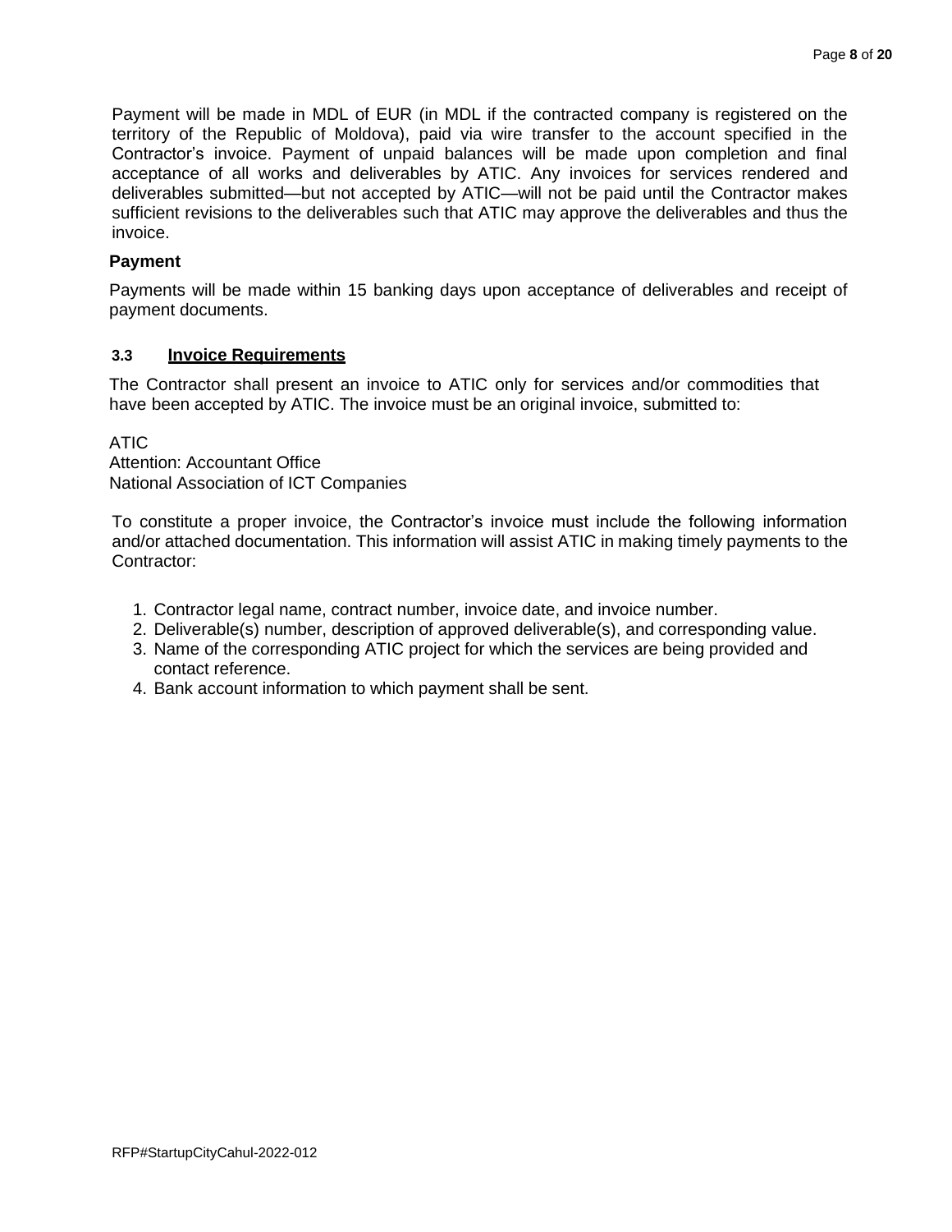Payment will be made in MDL of EUR (in MDL if the contracted company is registered on the territory of the Republic of Moldova), paid via wire transfer to the account specified in the Contractor's invoice. Payment of unpaid balances will be made upon completion and final acceptance of all works and deliverables by ATIC. Any invoices for services rendered and deliverables submitted—but not accepted by ATIC—will not be paid until the Contractor makes sufficient revisions to the deliverables such that ATIC may approve the deliverables and thus the invoice.

**Payment**

Payments will be made within 15 banking days upon acceptance of deliverables and receipt of payment documents.

### 3.3 Invoice Requirements

The Contractor shall present an invoice to ATIC only for services and/or commodities that have been accepted by ATIC. The invoice must be an original invoice, submitted to:

ATIC
Attention: Accountant Office
National Association of ICT Companies

To constitute a proper invoice, the Contractor's invoice must include the following information and/or attached documentation. This information will assist ATIC in making timely payments to the Contractor:

1. Contractor legal name, contract number, invoice date, and invoice number.
2. Deliverable(s) number, description of approved deliverable(s), and corresponding value.
3. Name of the corresponding ATIC project for which the services are being provided and contact reference.
4. Bank account information to which payment shall be sent.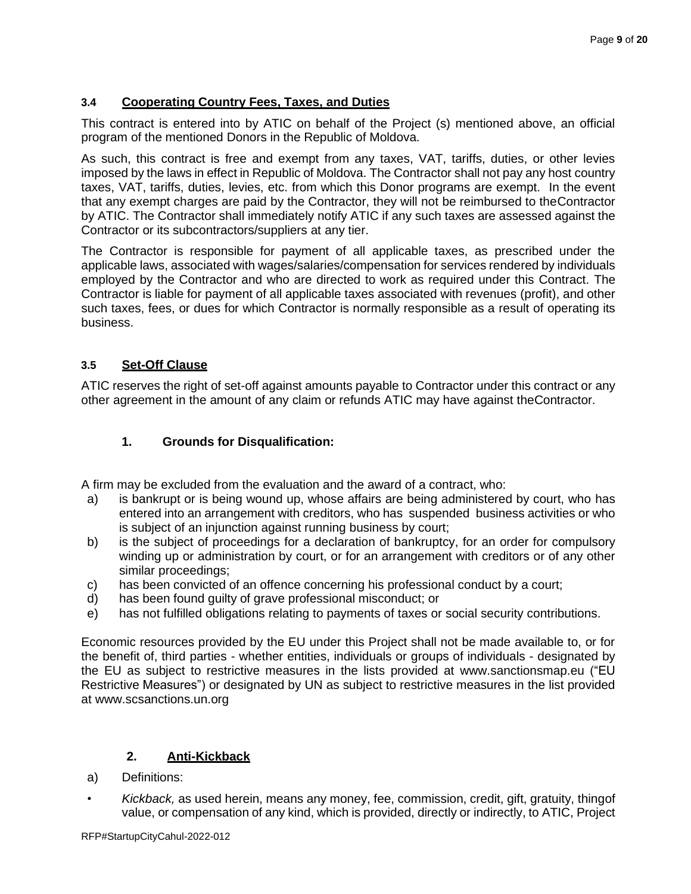### 3.4 Cooperating Country Fees, Taxes, and Duties

This contract is entered into by ATIC on behalf of the Project (s) mentioned above, an official program of the mentioned Donors in the Republic of Moldova.

As such, this contract is free and exempt from any taxes, VAT, tariffs, duties, or other levies imposed by the laws in effect in Republic of Moldova. The Contractor shall not pay any host country taxes, VAT, tariffs, duties, levies, etc. from which this Donor programs are exempt. In the event that any exempt charges are paid by the Contractor, they will not be reimbursed to theContractor by ATIC. The Contractor shall immediately notify ATIC if any such taxes are assessed against the Contractor or its subcontractors/suppliers at any tier.

The Contractor is responsible for payment of all applicable taxes, as prescribed under the applicable laws, associated with wages/salaries/compensation for services rendered by individuals employed by the Contractor and who are directed to work as required under this Contract. The Contractor is liable for payment of all applicable taxes associated with revenues (profit), and other such taxes, fees, or dues for which Contractor is normally responsible as a result of operating its business.

### 3.5 Set-Off Clause

ATIC reserves the right of set-off against amounts payable to Contractor under this contract or any other agreement in the amount of any claim or refunds ATIC may have against theContractor.

## 1. Grounds for Disqualification:

A firm may be excluded from the evaluation and the award of a contract, who:

a) is bankrupt or is being wound up, whose affairs are being administered by court, who has entered into an arrangement with creditors, who has suspended business activities or who is subject of an injunction against running business by court;
b) is the subject of proceedings for a declaration of bankruptcy, for an order for compulsory winding up or administration by court, or for an arrangement with creditors or of any other similar proceedings;
c) has been convicted of an offence concerning his professional conduct by a court;
d) has been found guilty of grave professional misconduct; or
e) has not fulfilled obligations relating to payments of taxes or social security contributions.

Economic resources provided by the EU under this Project shall not be made available to, or for the benefit of, third parties - whether entities, individuals or groups of individuals - designated by the EU as subject to restrictive measures in the lists provided at www.sanctionsmap.eu ("EU Restrictive Measures") or designated by UN as subject to restrictive measures in the list provided at www.scsanctions.un.org

## 2. Anti-Kickback

a) Definitions:

- *Kickback,* as used herein, means any money, fee, commission, credit, gift, gratuity, thingof value, or compensation of any kind, which is provided, directly or indirectly, to ATIC, Project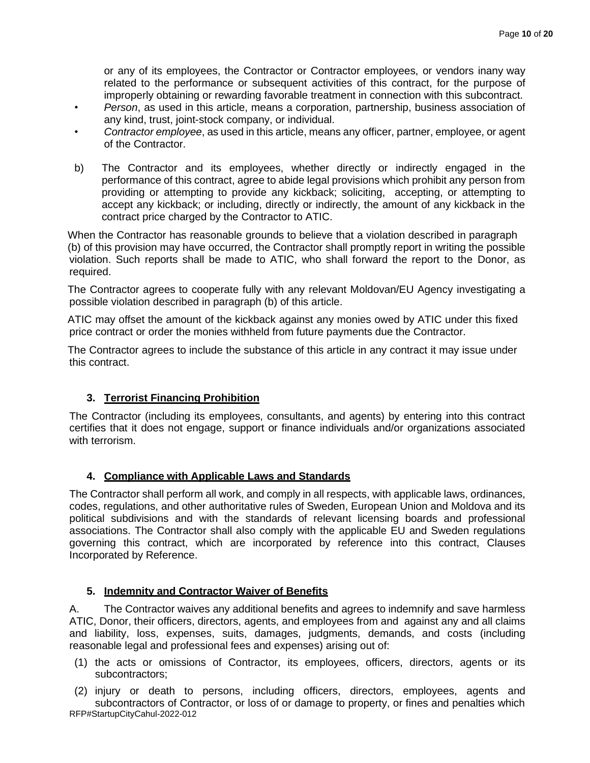or any of its employees, the Contractor or Contractor employees, or vendors inany way related to the performance or subsequent activities of this contract, for the purpose of improperly obtaining or rewarding favorable treatment in connection with this subcontract.

- *Person*, as used in this article, means a corporation, partnership, business association of any kind, trust, joint-stock company, or individual.
- *Contractor employee*, as used in this article, means any officer, partner, employee, or agent of the Contractor.

b) The Contractor and its employees, whether directly or indirectly engaged in the performance of this contract, agree to abide legal provisions which prohibit any person from providing or attempting to provide any kickback; soliciting, accepting, or attempting to accept any kickback; or including, directly or indirectly, the amount of any kickback in the contract price charged by the Contractor to ATIC.

When the Contractor has reasonable grounds to believe that a violation described in paragraph (b) of this provision may have occurred, the Contractor shall promptly report in writing the possible violation. Such reports shall be made to ATIC, who shall forward the report to the Donor, as required.

The Contractor agrees to cooperate fully with any relevant Moldovan/EU Agency investigating a possible violation described in paragraph (b) of this article.

ATIC may offset the amount of the kickback against any monies owed by ATIC under this fixed price contract or order the monies withheld from future payments due the Contractor.

The Contractor agrees to include the substance of this article in any contract it may issue under this contract.

### 3. Terrorist Financing Prohibition

The Contractor (including its employees, consultants, and agents) by entering into this contract certifies that it does not engage, support or finance individuals and/or organizations associated with terrorism.

### 4. Compliance with Applicable Laws and Standards

The Contractor shall perform all work, and comply in all respects, with applicable laws, ordinances, codes, regulations, and other authoritative rules of Sweden, European Union and Moldova and its political subdivisions and with the standards of relevant licensing boards and professional associations. The Contractor shall also comply with the applicable EU and Sweden regulations governing this contract, which are incorporated by reference into this contract, Clauses Incorporated by Reference.

### 5. Indemnity and Contractor Waiver of Benefits

A. The Contractor waives any additional benefits and agrees to indemnify and save harmless ATIC, Donor, their officers, directors, agents, and employees from and against any and all claims and liability, loss, expenses, suits, damages, judgments, demands, and costs (including reasonable legal and professional fees and expenses) arising out of:

(1) the acts or omissions of Contractor, its employees, officers, directors, agents or its subcontractors;

(2) injury or death to persons, including officers, directors, employees, agents and subcontractors of Contractor, or loss of or damage to property, or fines and penalties which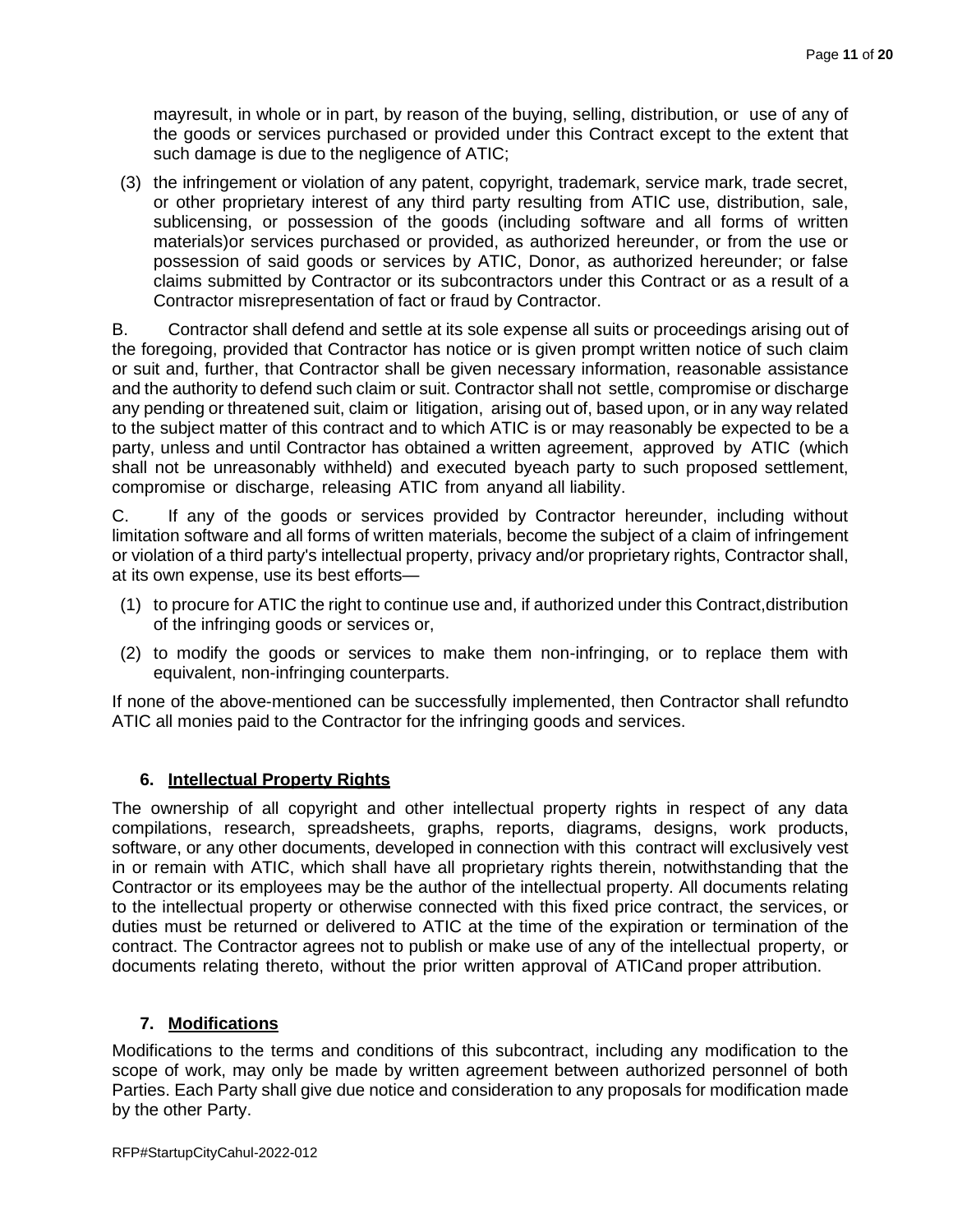mayresult, in whole or in part, by reason of the buying, selling, distribution, or use of any of the goods or services purchased or provided under this Contract except to the extent that such damage is due to the negligence of ATIC;

(3) the infringement or violation of any patent, copyright, trademark, service mark, trade secret, or other proprietary interest of any third party resulting from ATIC use, distribution, sale, sublicensing, or possession of the goods (including software and all forms of written materials)or services purchased or provided, as authorized hereunder, or from the use or possession of said goods or services by ATIC, Donor, as authorized hereunder; or false claims submitted by Contractor or its subcontractors under this Contract or as a result of a Contractor misrepresentation of fact or fraud by Contractor.

B. Contractor shall defend and settle at its sole expense all suits or proceedings arising out of the foregoing, provided that Contractor has notice or is given prompt written notice of such claim or suit and, further, that Contractor shall be given necessary information, reasonable assistance and the authority to defend such claim or suit. Contractor shall not settle, compromise or discharge any pending or threatened suit, claim or litigation, arising out of, based upon, or in any way related to the subject matter of this contract and to which ATIC is or may reasonably be expected to be a party, unless and until Contractor has obtained a written agreement, approved by ATIC (which shall not be unreasonably withheld) and executed byeach party to such proposed settlement, compromise or discharge, releasing ATIC from anyand all liability.

C. If any of the goods or services provided by Contractor hereunder, including without limitation software and all forms of written materials, become the subject of a claim of infringement or violation of a third party's intellectual property, privacy and/or proprietary rights, Contractor shall, at its own expense, use its best efforts—

(1) to procure for ATIC the right to continue use and, if authorized under this Contract,distribution of the infringing goods or services or,

(2) to modify the goods or services to make them non-infringing, or to replace them with equivalent, non-infringing counterparts.

If none of the above-mentioned can be successfully implemented, then Contractor shall refundto ATIC all monies paid to the Contractor for the infringing goods and services.

### 6. Intellectual Property Rights

The ownership of all copyright and other intellectual property rights in respect of any data compilations, research, spreadsheets, graphs, reports, diagrams, designs, work products, software, or any other documents, developed in connection with this contract will exclusively vest in or remain with ATIC, which shall have all proprietary rights therein, notwithstanding that the Contractor or its employees may be the author of the intellectual property. All documents relating to the intellectual property or otherwise connected with this fixed price contract, the services, or duties must be returned or delivered to ATIC at the time of the expiration or termination of the contract. The Contractor agrees not to publish or make use of any of the intellectual property, or documents relating thereto, without the prior written approval of ATICand proper attribution.

### 7. Modifications

Modifications to the terms and conditions of this subcontract, including any modification to the scope of work, may only be made by written agreement between authorized personnel of both Parties. Each Party shall give due notice and consideration to any proposals for modification made by the other Party.

RFP#StartupCityCahul-2022-012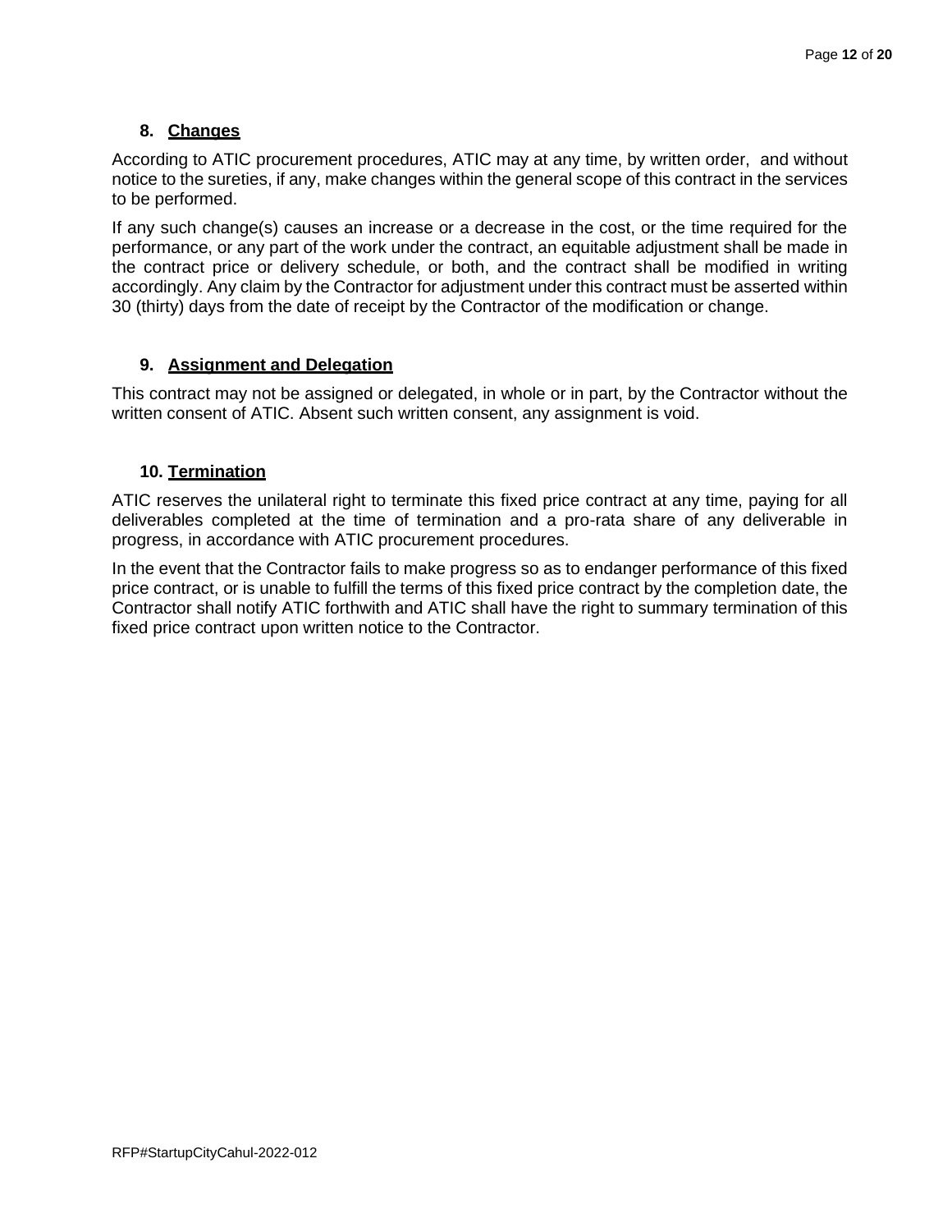### 8. Changes

According to ATIC procurement procedures, ATIC may at any time, by written order, and without notice to the sureties, if any, make changes within the general scope of this contract in the services to be performed.

If any such change(s) causes an increase or a decrease in the cost, or the time required for the performance, or any part of the work under the contract, an equitable adjustment shall be made in the contract price or delivery schedule, or both, and the contract shall be modified in writing accordingly. Any claim by the Contractor for adjustment under this contract must be asserted within 30 (thirty) days from the date of receipt by the Contractor of the modification or change.

### 9. Assignment and Delegation

This contract may not be assigned or delegated, in whole or in part, by the Contractor without the written consent of ATIC. Absent such written consent, any assignment is void.

### 10. Termination

ATIC reserves the unilateral right to terminate this fixed price contract at any time, paying for all deliverables completed at the time of termination and a pro-rata share of any deliverable in progress, in accordance with ATIC procurement procedures.

In the event that the Contractor fails to make progress so as to endanger performance of this fixed price contract, or is unable to fulfill the terms of this fixed price contract by the completion date, the Contractor shall notify ATIC forthwith and ATIC shall have the right to summary termination of this fixed price contract upon written notice to the Contractor.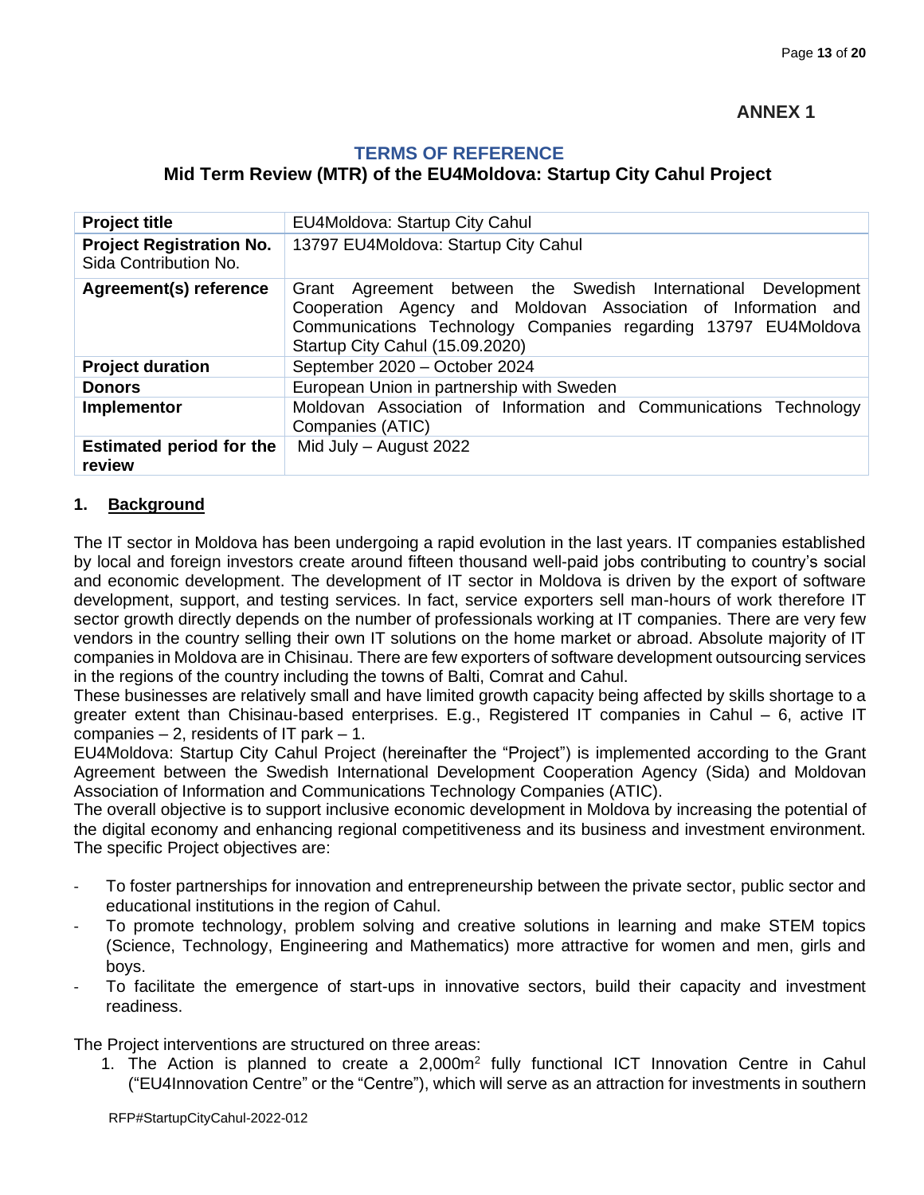ANNEX 1

## TERMS OF REFERENCE

### Mid Term Review (MTR) of the EU4Moldova: Startup City Cahul Project

| **Project title** | EU4Moldova: Startup City Cahul |
|---|---|
| **Project Registration No.** Sida Contribution No. | 13797 EU4Moldova: Startup City Cahul |
| **Agreement(s) reference** | Grant Agreement between the Swedish International Development Cooperation Agency and Moldovan Association of Information and Communications Technology Companies regarding 13797 EU4Moldova Startup City Cahul (15.09.2020) |
| **Project duration** | September 2020 – October 2024 |
| **Donors** | European Union in partnership with Sweden |
| **Implementor** | Moldovan Association of Information and Communications Technology Companies (ATIC) |
| **Estimated period for the review** | Mid July – August 2022 |

**1. Background**

The IT sector in Moldova has been undergoing a rapid evolution in the last years. IT companies established by local and foreign investors create around fifteen thousand well-paid jobs contributing to country's social and economic development. The development of IT sector in Moldova is driven by the export of software development, support, and testing services. In fact, service exporters sell man-hours of work therefore IT sector growth directly depends on the number of professionals working at IT companies. There are very few vendors in the country selling their own IT solutions on the home market or abroad. Absolute majority of IT companies in Moldova are in Chisinau. There are few exporters of software development outsourcing services in the regions of the country including the towns of Balti, Comrat and Cahul.
These businesses are relatively small and have limited growth capacity being affected by skills shortage to a greater extent than Chisinau-based enterprises. E.g., Registered IT companies in Cahul – 6, active IT companies – 2, residents of IT park – 1.
EU4Moldova: Startup City Cahul Project (hereinafter the "Project") is implemented according to the Grant Agreement between the Swedish International Development Cooperation Agency (Sida) and Moldovan Association of Information and Communications Technology Companies (ATIC).
The overall objective is to support inclusive economic development in Moldova by increasing the potential of the digital economy and enhancing regional competitiveness and its business and investment environment. The specific Project objectives are:

- To foster partnerships for innovation and entrepreneurship between the private sector, public sector and educational institutions in the region of Cahul.
- To promote technology, problem solving and creative solutions in learning and make STEM topics (Science, Technology, Engineering and Mathematics) more attractive for women and men, girls and boys.
- To facilitate the emergence of start-ups in innovative sectors, build their capacity and investment readiness.

The Project interventions are structured on three areas:

1. The Action is planned to create a 2,000m$^2$ fully functional ICT Innovation Centre in Cahul ("EU4Innovation Centre" or the "Centre"), which will serve as an attraction for investments in southern

RFP#StartupCityCahul-2022-012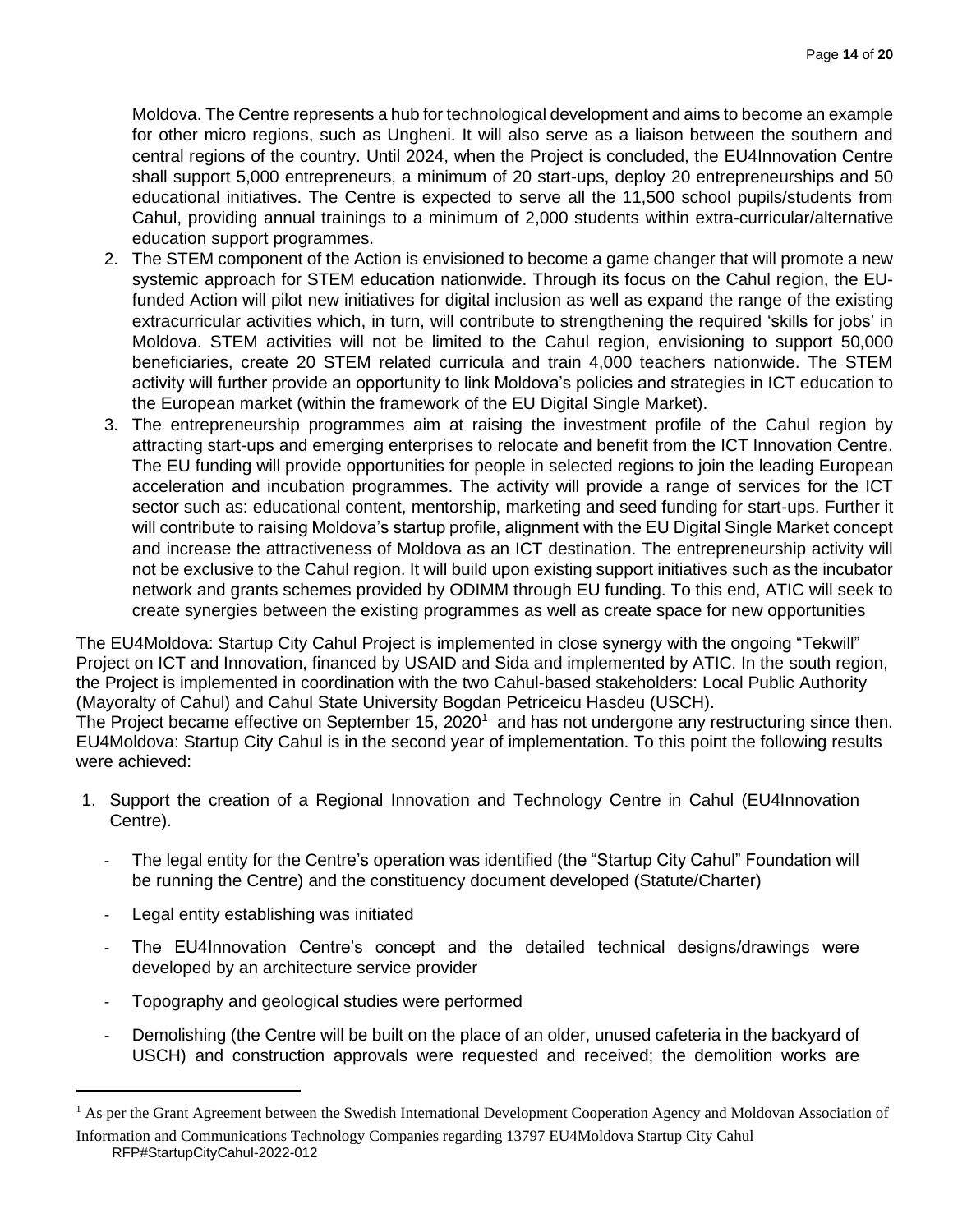Moldova. The Centre represents a hub for technological development and aims to become an example for other micro regions, such as Ungheni. It will also serve as a liaison between the southern and central regions of the country. Until 2024, when the Project is concluded, the EU4Innovation Centre shall support 5,000 entrepreneurs, a minimum of 20 start-ups, deploy 20 entrepreneurships and 50 educational initiatives. The Centre is expected to serve all the 11,500 school pupils/students from Cahul, providing annual trainings to a minimum of 2,000 students within extra-curricular/alternative education support programmes.

2. The STEM component of the Action is envisioned to become a game changer that will promote a new systemic approach for STEM education nationwide. Through its focus on the Cahul region, the EU-funded Action will pilot new initiatives for digital inclusion as well as expand the range of the existing extracurricular activities which, in turn, will contribute to strengthening the required 'skills for jobs' in Moldova. STEM activities will not be limited to the Cahul region, envisioning to support 50,000 beneficiaries, create 20 STEM related curricula and train 4,000 teachers nationwide. The STEM activity will further provide an opportunity to link Moldova's policies and strategies in ICT education to the European market (within the framework of the EU Digital Single Market).
3. The entrepreneurship programmes aim at raising the investment profile of the Cahul region by attracting start-ups and emerging enterprises to relocate and benefit from the ICT Innovation Centre. The EU funding will provide opportunities for people in selected regions to join the leading European acceleration and incubation programmes. The activity will provide a range of services for the ICT sector such as: educational content, mentorship, marketing and seed funding for start-ups. Further it will contribute to raising Moldova's startup profile, alignment with the EU Digital Single Market concept and increase the attractiveness of Moldova as an ICT destination. The entrepreneurship activity will not be exclusive to the Cahul region. It will build upon existing support initiatives such as the incubator network and grants schemes provided by ODIMM through EU funding. To this end, ATIC will seek to create synergies between the existing programmes as well as create space for new opportunities

The EU4Moldova: Startup City Cahul Project is implemented in close synergy with the ongoing "Tekwill" Project on ICT and Innovation, financed by USAID and Sida and implemented by ATIC. In the south region, the Project is implemented in coordination with the two Cahul-based stakeholders: Local Public Authority (Mayoralty of Cahul) and Cahul State University Bogdan Petriceicu Hasdeu (USCH).
The Project became effective on September 15, 2020[1] and has not undergone any restructuring since then. EU4Moldova: Startup City Cahul is in the second year of implementation. To this point the following results were achieved:

1. Support the creation of a Regional Innovation and Technology Centre in Cahul (EU4Innovation Centre).
   - The legal entity for the Centre's operation was identified (the "Startup City Cahul" Foundation will be running the Centre) and the constituency document developed (Statute/Charter)
   - Legal entity establishing was initiated
   - The EU4Innovation Centre's concept and the detailed technical designs/drawings were developed by an architecture service provider
   - Topography and geological studies were performed
   - Demolishing (the Centre will be built on the place of an older, unused cafeteria in the backyard of USCH) and construction approvals were requested and received; the demolition works are

[1] As per the Grant Agreement between the Swedish International Development Cooperation Agency and Moldovan Association of Information and Communications Technology Companies regarding 13797 EU4Moldova Startup City Cahul

RFP#StartupCityCahul-2022-012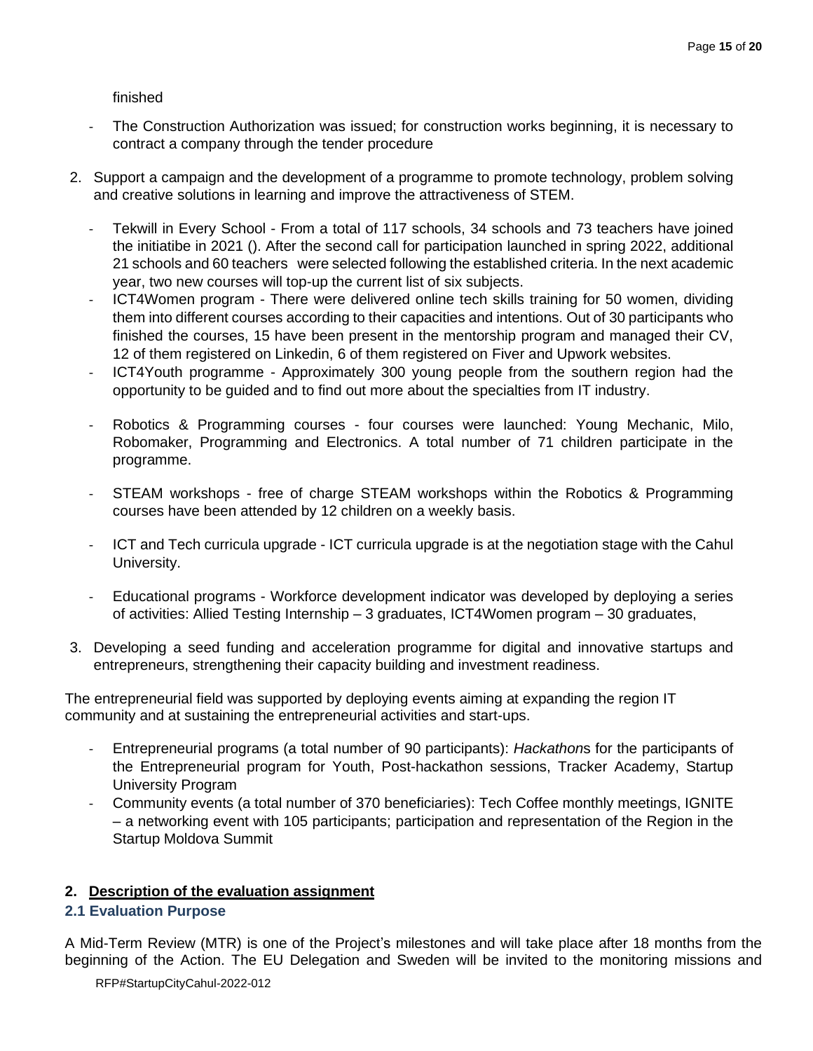finished

- The Construction Authorization was issued; for construction works beginning, it is necessary to contract a company through the tender procedure

2. Support a campaign and the development of a programme to promote technology, problem solving and creative solutions in learning and improve the attractiveness of STEM.

   - Tekwill in Every School - From a total of 117 schools, 34 schools and 73 teachers have joined the initiatibe in 2021 (). After the second call for participation launched in spring 2022, additional 21 schools and 60 teachers were selected following the established criteria. In the next academic year, two new courses will top-up the current list of six subjects.
   - ICT4Women program - There were delivered online tech skills training for 50 women, dividing them into different courses according to their capacities and intentions. Out of 30 participants who finished the courses, 15 have been present in the mentorship program and managed their CV, 12 of them registered on Linkedin, 6 of them registered on Fiver and Upwork websites.
   - ICT4Youth programme - Approximately 300 young people from the southern region had the opportunity to be guided and to find out more about the specialties from IT industry.
   - Robotics & Programming courses - four courses were launched: Young Mechanic, Milo, Robomaker, Programming and Electronics. A total number of 71 children participate in the programme.
   - STEAM workshops - free of charge STEAM workshops within the Robotics & Programming courses have been attended by 12 children on a weekly basis.
   - ICT and Tech curricula upgrade - ICT curricula upgrade is at the negotiation stage with the Cahul University.
   - Educational programs - Workforce development indicator was developed by deploying a series of activities: Allied Testing Internship – 3 graduates, ICT4Women program – 30 graduates,

3. Developing a seed funding and acceleration programme for digital and innovative startups and entrepreneurs, strengthening their capacity building and investment readiness.

The entrepreneurial field was supported by deploying events aiming at expanding the region IT community and at sustaining the entrepreneurial activities and start-ups.

- Entrepreneurial programs (a total number of 90 participants): *Hackathon*s for the participants of the Entrepreneurial program for Youth, Post-hackathon sessions, Tracker Academy, Startup University Program
- Community events (a total number of 370 beneficiaries): Tech Coffee monthly meetings, IGNITE – a networking event with 105 participants; participation and representation of the Region in the Startup Moldova Summit

## 2. Description of the evaluation assignment

### 2.1 Evaluation Purpose

A Mid-Term Review (MTR) is one of the Project's milestones and will take place after 18 months from the beginning of the Action. The EU Delegation and Sweden will be invited to the monitoring missions and

RFP#StartupCityCahul-2022-012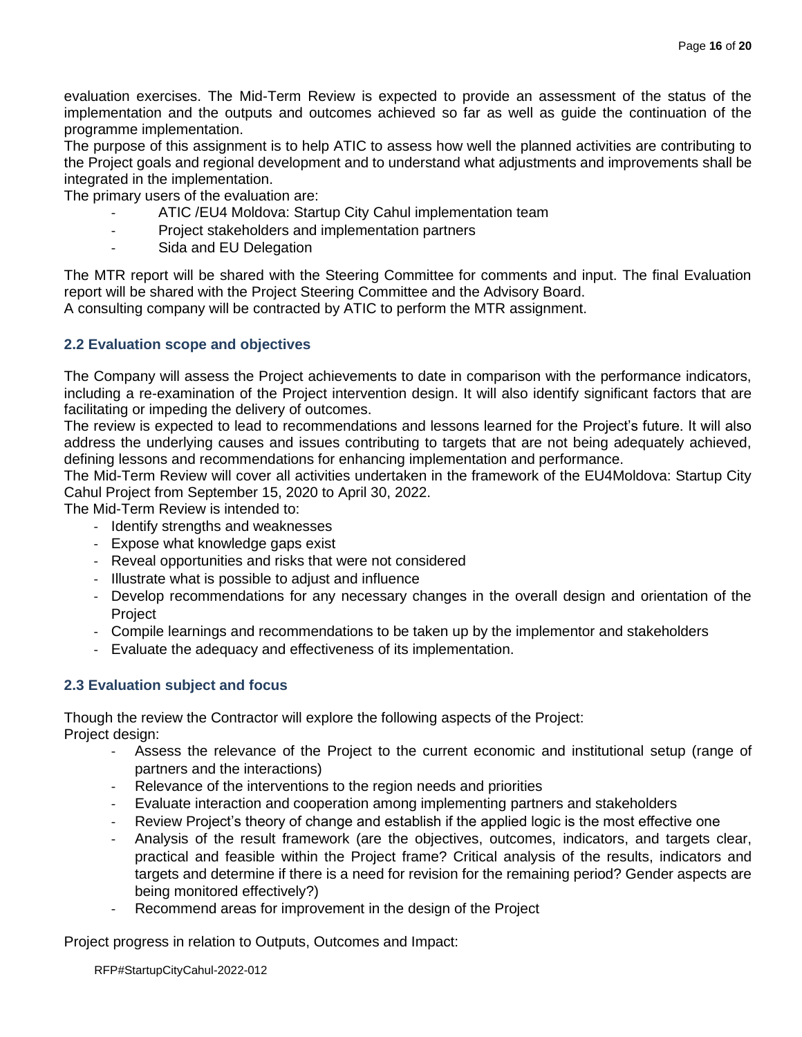evaluation exercises. The Mid-Term Review is expected to provide an assessment of the status of the implementation and the outputs and outcomes achieved so far as well as guide the continuation of the programme implementation.

The purpose of this assignment is to help ATIC to assess how well the planned activities are contributing to the Project goals and regional development and to understand what adjustments and improvements shall be integrated in the implementation.

The primary users of the evaluation are:

- ATIC /EU4 Moldova: Startup City Cahul implementation team
- Project stakeholders and implementation partners
- Sida and EU Delegation

The MTR report will be shared with the Steering Committee for comments and input. The final Evaluation report will be shared with the Project Steering Committee and the Advisory Board.

A consulting company will be contracted by ATIC to perform the MTR assignment.

### 2.2 Evaluation scope and objectives

The Company will assess the Project achievements to date in comparison with the performance indicators, including a re-examination of the Project intervention design. It will also identify significant factors that are facilitating or impeding the delivery of outcomes.

The review is expected to lead to recommendations and lessons learned for the Project's future. It will also address the underlying causes and issues contributing to targets that are not being adequately achieved, defining lessons and recommendations for enhancing implementation and performance.

The Mid-Term Review will cover all activities undertaken in the framework of the EU4Moldova: Startup City Cahul Project from September 15, 2020 to April 30, 2022.

The Mid-Term Review is intended to:

- Identify strengths and weaknesses
- Expose what knowledge gaps exist
- Reveal opportunities and risks that were not considered
- Illustrate what is possible to adjust and influence
- Develop recommendations for any necessary changes in the overall design and orientation of the Project
- Compile learnings and recommendations to be taken up by the implementor and stakeholders
- Evaluate the adequacy and effectiveness of its implementation.

### 2.3 Evaluation subject and focus

Though the review the Contractor will explore the following aspects of the Project:

Project design:

- Assess the relevance of the Project to the current economic and institutional setup (range of partners and the interactions)
- Relevance of the interventions to the region needs and priorities
- Evaluate interaction and cooperation among implementing partners and stakeholders
- Review Project's theory of change and establish if the applied logic is the most effective one
- Analysis of the result framework (are the objectives, outcomes, indicators, and targets clear, practical and feasible within the Project frame? Critical analysis of the results, indicators and targets and determine if there is a need for revision for the remaining period? Gender aspects are being monitored effectively?)
- Recommend areas for improvement in the design of the Project

Project progress in relation to Outputs, Outcomes and Impact: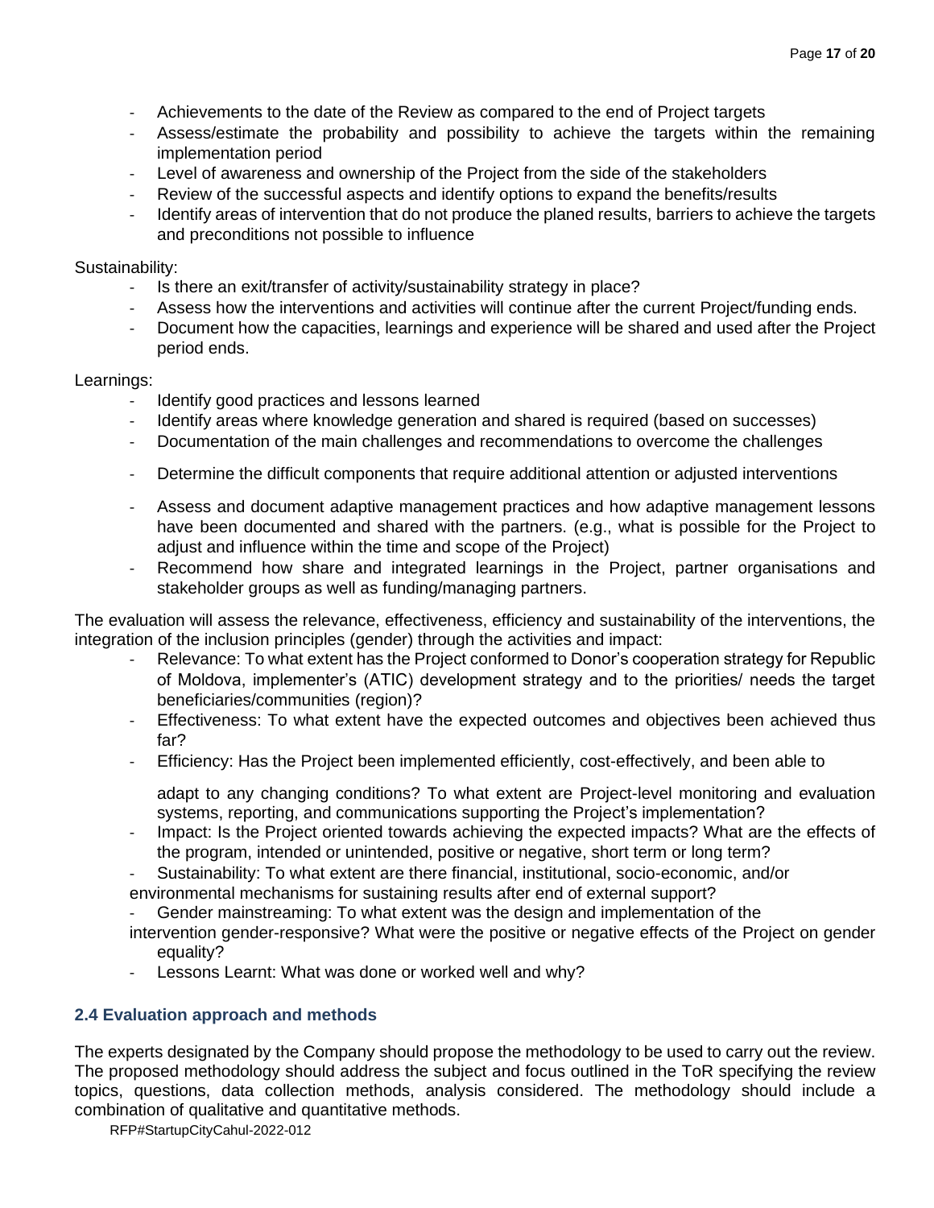- Achievements to the date of the Review as compared to the end of Project targets
- Assess/estimate the probability and possibility to achieve the targets within the remaining implementation period
- Level of awareness and ownership of the Project from the side of the stakeholders
- Review of the successful aspects and identify options to expand the benefits/results
- Identify areas of intervention that do not produce the planed results, barriers to achieve the targets and preconditions not possible to influence

Sustainability:

- Is there an exit/transfer of activity/sustainability strategy in place?
- Assess how the interventions and activities will continue after the current Project/funding ends.
- Document how the capacities, learnings and experience will be shared and used after the Project period ends.

Learnings:

- Identify good practices and lessons learned
- Identify areas where knowledge generation and shared is required (based on successes)
- Documentation of the main challenges and recommendations to overcome the challenges
- Determine the difficult components that require additional attention or adjusted interventions
- Assess and document adaptive management practices and how adaptive management lessons have been documented and shared with the partners. (e.g., what is possible for the Project to adjust and influence within the time and scope of the Project)
- Recommend how share and integrated learnings in the Project, partner organisations and stakeholder groups as well as funding/managing partners.

The evaluation will assess the relevance, effectiveness, efficiency and sustainability of the interventions, the integration of the inclusion principles (gender) through the activities and impact:

- Relevance: To what extent has the Project conformed to Donor's cooperation strategy for Republic of Moldova, implementer's (ATIC) development strategy and to the priorities/ needs the target beneficiaries/communities (region)?
- Effectiveness: To what extent have the expected outcomes and objectives been achieved thus far?
- Efficiency: Has the Project been implemented efficiently, cost-effectively, and been able to

  adapt to any changing conditions? To what extent are Project-level monitoring and evaluation systems, reporting, and communications supporting the Project's implementation?
- Impact: Is the Project oriented towards achieving the expected impacts? What are the effects of the program, intended or unintended, positive or negative, short term or long term?
- Sustainability: To what extent are there financial, institutional, socio-economic, and/or environmental mechanisms for sustaining results after end of external support?
- Gender mainstreaming: To what extent was the design and implementation of the intervention gender-responsive? What were the positive or negative effects of the Project on gender equality?
- Lessons Learnt: What was done or worked well and why?

### 2.4 Evaluation approach and methods

The experts designated by the Company should propose the methodology to be used to carry out the review. The proposed methodology should address the subject and focus outlined in the ToR specifying the review topics, questions, data collection methods, analysis considered. The methodology should include a combination of qualitative and quantitative methods.

RFP#StartupCityCahul-2022-012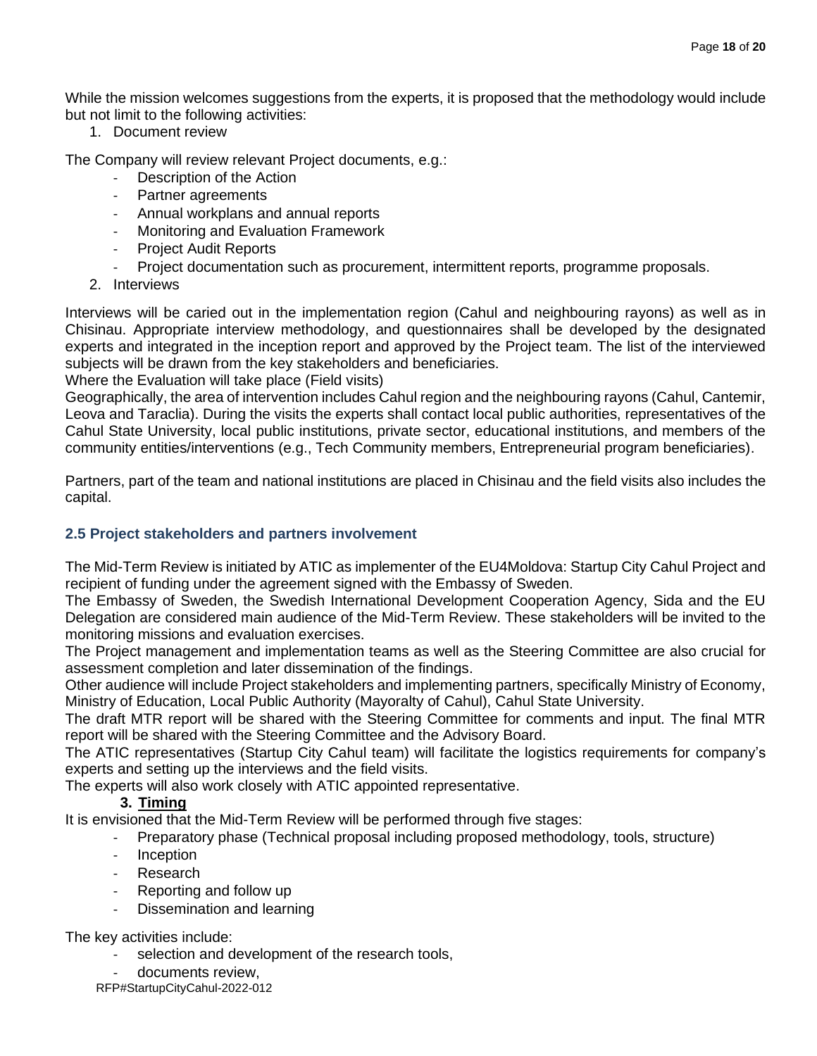While the mission welcomes suggestions from the experts, it is proposed that the methodology would include but not limit to the following activities:

1. Document review

The Company will review relevant Project documents, e.g.:

- Description of the Action
- Partner agreements
- Annual workplans and annual reports
- Monitoring and Evaluation Framework
- Project Audit Reports
- Project documentation such as procurement, intermittent reports, programme proposals.

2. Interviews

Interviews will be caried out in the implementation region (Cahul and neighbouring rayons) as well as in Chisinau. Appropriate interview methodology, and questionnaires shall be developed by the designated experts and integrated in the inception report and approved by the Project team. The list of the interviewed subjects will be drawn from the key stakeholders and beneficiaries.

Where the Evaluation will take place (Field visits)

Geographically, the area of intervention includes Cahul region and the neighbouring rayons (Cahul, Cantemir, Leova and Taraclia). During the visits the experts shall contact local public authorities, representatives of the Cahul State University, local public institutions, private sector, educational institutions, and members of the community entities/interventions (e.g., Tech Community members, Entrepreneurial program beneficiaries).

Partners, part of the team and national institutions are placed in Chisinau and the field visits also includes the capital.

### 2.5 Project stakeholders and partners involvement

The Mid-Term Review is initiated by ATIC as implementer of the EU4Moldova: Startup City Cahul Project and recipient of funding under the agreement signed with the Embassy of Sweden.

The Embassy of Sweden, the Swedish International Development Cooperation Agency, Sida and the EU Delegation are considered main audience of the Mid-Term Review. These stakeholders will be invited to the monitoring missions and evaluation exercises.

The Project management and implementation teams as well as the Steering Committee are also crucial for assessment completion and later dissemination of the findings.

Other audience will include Project stakeholders and implementing partners, specifically Ministry of Economy, Ministry of Education, Local Public Authority (Mayoralty of Cahul), Cahul State University.

The draft MTR report will be shared with the Steering Committee for comments and input. The final MTR report will be shared with the Steering Committee and the Advisory Board.

The ATIC representatives (Startup City Cahul team) will facilitate the logistics requirements for company's experts and setting up the interviews and the field visits.

The experts will also work closely with ATIC appointed representative.

## 3. Timing

It is envisioned that the Mid-Term Review will be performed through five stages:

- Preparatory phase (Technical proposal including proposed methodology, tools, structure)
- Inception
- Research
- Reporting and follow up
- Dissemination and learning

The key activities include:

- selection and development of the research tools,
- documents review,

RFP#StartupCityCahul-2022-012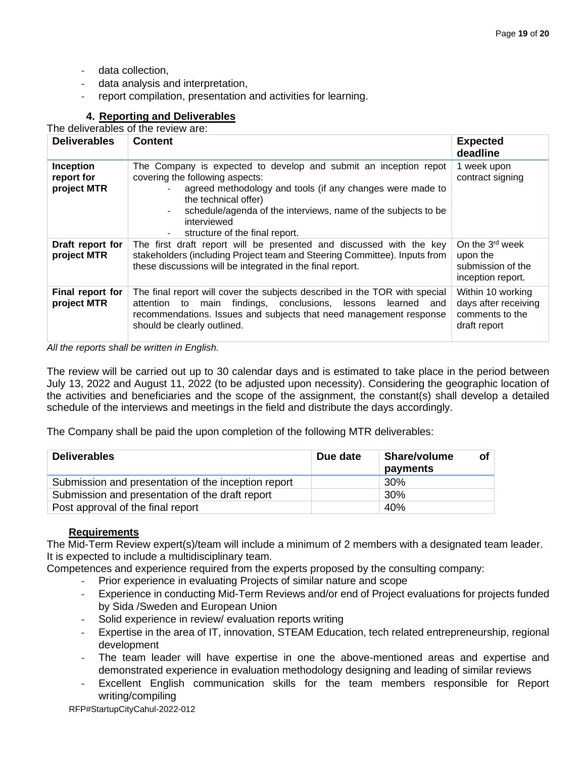- data collection,
- data analysis and interpretation,
- report compilation, presentation and activities for learning.

## 4. Reporting and Deliverables

The deliverables of the review are:

| Deliverables | Content | Expected deadline |
|---|---|---|
| **Inception report for project MTR** | The Company is expected to develop and submit an inception repot covering the following aspects:<br>- agreed methodology and tools (if any changes were made to the technical offer)<br>- schedule/agenda of the interviews, name of the subjects to be interviewed<br>- structure of the final report. | 1 week upon contract signing |
| **Draft report for project MTR** | The first draft report will be presented and discussed with the key stakeholders (including Project team and Steering Committee). Inputs from these discussions will be integrated in the final report. | On the 3rd week upon the submission of the inception report. |
| **Final report for project MTR** | The final report will cover the subjects described in the TOR with special attention to main findings, conclusions, lessons learned and recommendations. Issues and subjects that need management response should be clearly outlined. | Within 10 working days after receiving comments to the draft report |

*All the reports shall be written in English.*

The review will be carried out up to 30 calendar days and is estimated to take place in the period between July 13, 2022 and August 11, 2022 (to be adjusted upon necessity). Considering the geographic location of the activities and beneficiaries and the scope of the assignment, the constant(s) shall develop a detailed schedule of the interviews and meetings in the field and distribute the days accordingly.

The Company shall be paid the upon completion of the following MTR deliverables:

| Deliverables | Due date | Share/volume of payments |
|---|---|---|
| Submission and presentation of the inception report | | 30% |
| Submission and presentation of the draft report | | 30% |
| Post approval of the final report | | 40% |

### Requirements

The Mid-Term Review expert(s)/team will include a minimum of 2 members with a designated team leader. It is expected to include a multidisciplinary team.

Competences and experience required from the experts proposed by the consulting company:

- Prior experience in evaluating Projects of similar nature and scope
- Experience in conducting Mid-Term Reviews and/or end of Project evaluations for projects funded by Sida /Sweden and European Union
- Solid experience in review/ evaluation reports writing
- Expertise in the area of IT, innovation, STEAM Education, tech related entrepreneurship, regional development
- The team leader will have expertise in one the above-mentioned areas and expertise and demonstrated experience in evaluation methodology designing and leading of similar reviews
- Excellent English communication skills for the team members responsible for Report writing/compiling

RFP#StartupCityCahul-2022-012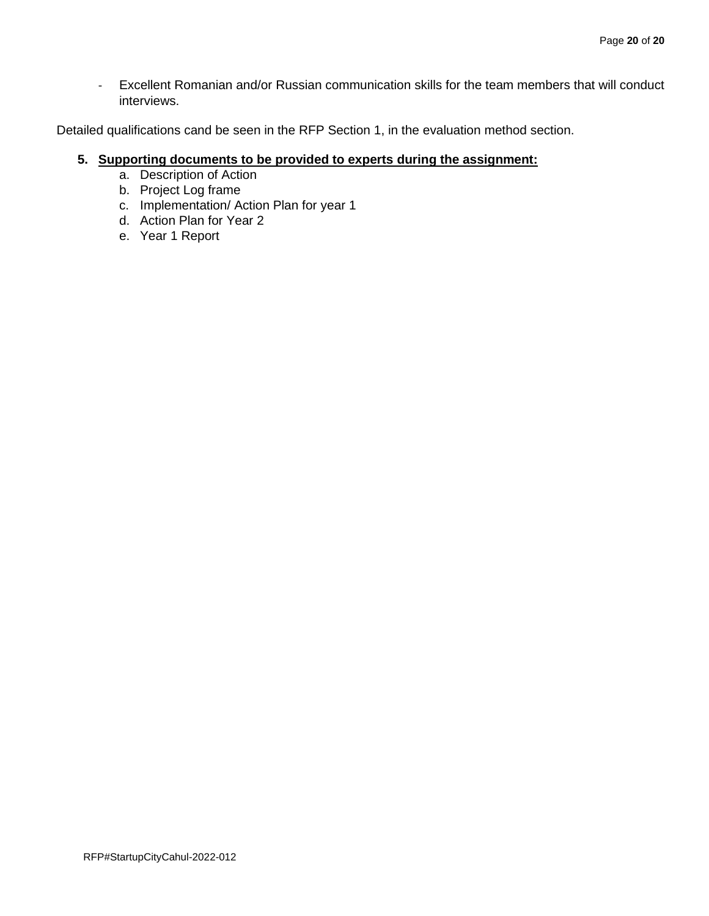- Excellent Romanian and/or Russian communication skills for the team members that will conduct interviews.

Detailed qualifications cand be seen in the RFP Section 1, in the evaluation method section.

5. **Supporting documents to be provided to experts during the assignment:**
   a. Description of Action
   b. Project Log frame
   c. Implementation/ Action Plan for year 1
   d. Action Plan for Year 2
   e. Year 1 Report